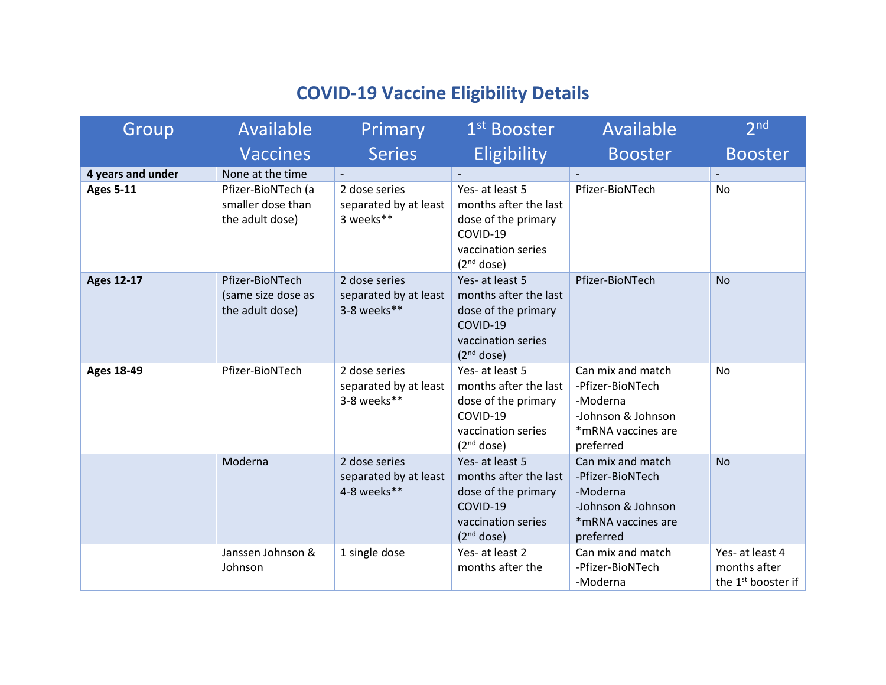# COVID-19 Vaccine Eligibility Details

| Group | Available Vaccines | Primary Series | 1st Booster Eligibility | Available Booster | 2nd Booster |
|---|---|---|---|---|---|
| **4 years and under** | None at the time | - | - | - | - |
| **Ages 5-11** | Pfizer-BioNTech (a smaller dose than the adult dose) | 2 dose series separated by at least 3 weeks** | Yes- at least 5 months after the last dose of the primary COVID-19 vaccination series (2nd dose) | Pfizer-BioNTech | No |
| **Ages 12-17** | Pfizer-BioNTech (same size dose as the adult dose) | 2 dose series separated by at least 3-8 weeks** | Yes- at least 5 months after the last dose of the primary COVID-19 vaccination series (2nd dose) | Pfizer-BioNTech | No |
| **Ages 18-49** | Pfizer-BioNTech | 2 dose series separated by at least 3-8 weeks** | Yes- at least 5 months after the last dose of the primary COVID-19 vaccination series (2nd dose) | Can mix and match -Pfizer-BioNTech -Moderna -Johnson & Johnson *mRNA vaccines are preferred | No |
| | Moderna | 2 dose series separated by at least 4-8 weeks** | Yes- at least 5 months after the last dose of the primary COVID-19 vaccination series (2nd dose) | Can mix and match -Pfizer-BioNTech -Moderna -Johnson & Johnson *mRNA vaccines are preferred | No |
| | Janssen Johnson & Johnson | 1 single dose | Yes- at least 2 months after the | Can mix and match -Pfizer-BioNTech -Moderna | Yes- at least 4 months after the 1st booster if |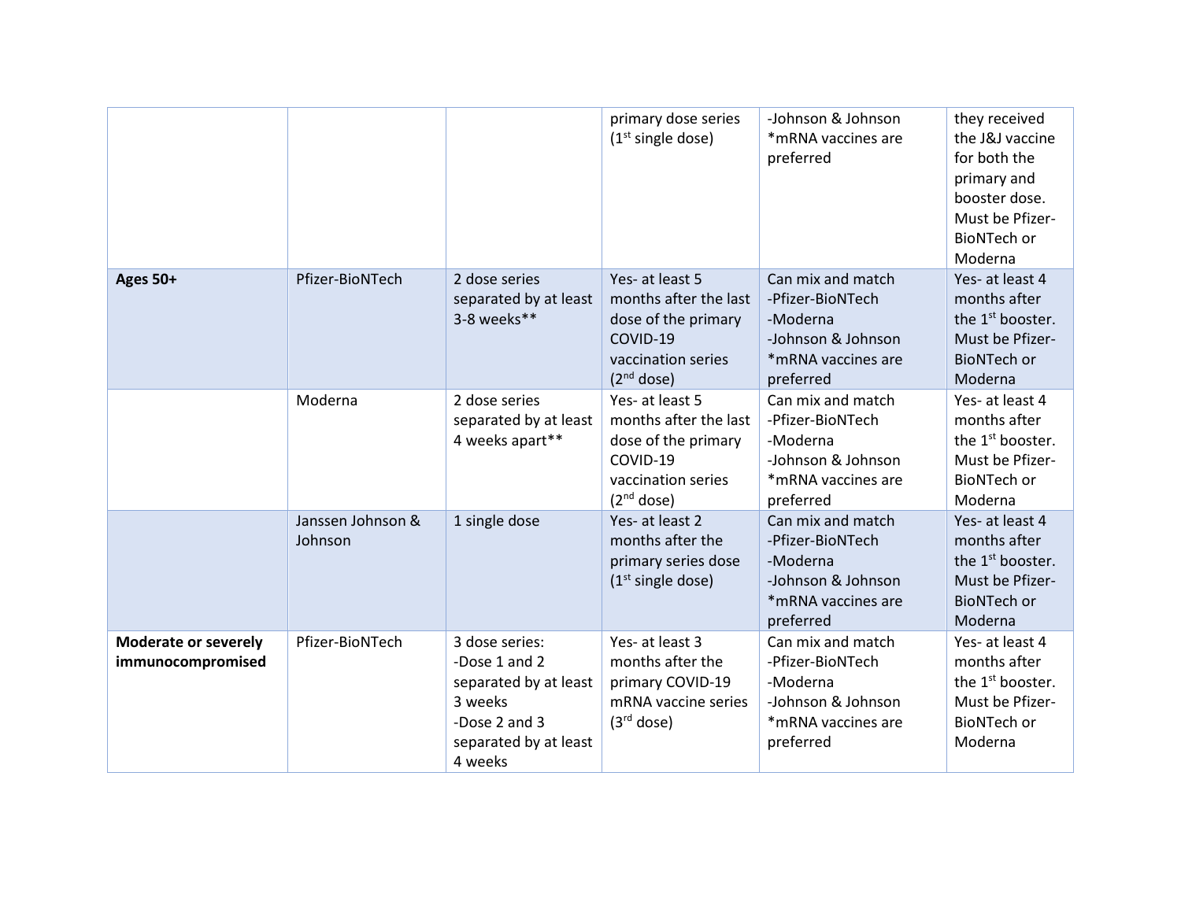| | | | primary dose series (1st single dose) | -Johnson & Johnson *mRNA vaccines are preferred | they received the J&J vaccine for both the primary and booster dose. Must be Pfizer-BioNTech or Moderna |
|---|---|---|---|---|---|
| **Ages 50+** | Pfizer-BioNTech | 2 dose series separated by at least 3-8 weeks** | Yes- at least 5 months after the last dose of the primary COVID-19 vaccination series (2nd dose) | Can mix and match -Pfizer-BioNTech -Moderna -Johnson & Johnson *mRNA vaccines are preferred | Yes- at least 4 months after the 1st booster. Must be Pfizer-BioNTech or Moderna |
| | Moderna | 2 dose series separated by at least 4 weeks apart** | Yes- at least 5 months after the last dose of the primary COVID-19 vaccination series (2nd dose) | Can mix and match -Pfizer-BioNTech -Moderna -Johnson & Johnson *mRNA vaccines are preferred | Yes- at least 4 months after the 1st booster. Must be Pfizer-BioNTech or Moderna |
| | Janssen Johnson & Johnson | 1 single dose | Yes- at least 2 months after the primary series dose (1st single dose) | Can mix and match -Pfizer-BioNTech -Moderna -Johnson & Johnson *mRNA vaccines are preferred | Yes- at least 4 months after the 1st booster. Must be Pfizer-BioNTech or Moderna |
| **Moderate or severely immunocompromised** | Pfizer-BioNTech | 3 dose series: -Dose 1 and 2 separated by at least 3 weeks -Dose 2 and 3 separated by at least 4 weeks | Yes- at least 3 months after the primary COVID-19 mRNA vaccine series (3rd dose) | Can mix and match -Pfizer-BioNTech -Moderna -Johnson & Johnson *mRNA vaccines are preferred | Yes- at least 4 months after the 1st booster. Must be Pfizer-BioNTech or Moderna |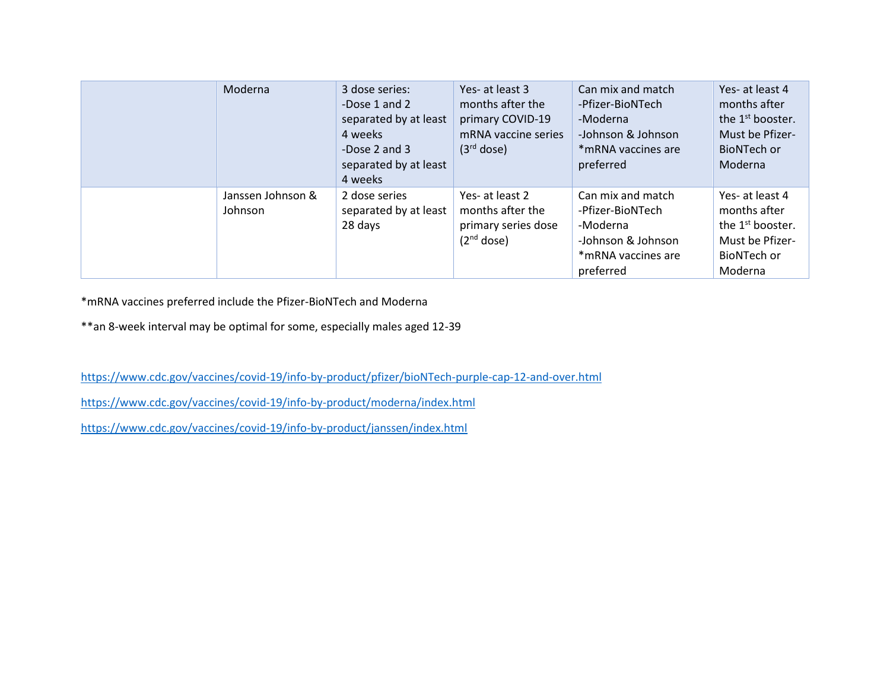| | | | | | |
|---|---|---|---|---|---|
| | Moderna | 3 dose series:<br>-Dose 1 and 2 separated by at least 4 weeks<br>-Dose 2 and 3 separated by at least 4 weeks | Yes- at least 3 months after the primary COVID-19 mRNA vaccine series (3rd dose) | Can mix and match<br>-Pfizer-BioNTech<br>-Moderna<br>-Johnson & Johnson<br>*mRNA vaccines are preferred | Yes- at least 4 months after the 1st booster. Must be Pfizer-BioNTech or Moderna |
| | Janssen Johnson & Johnson | 2 dose series separated by at least 28 days | Yes- at least 2 months after the primary series dose (2nd dose) | Can mix and match<br>-Pfizer-BioNTech<br>-Moderna<br>-Johnson & Johnson<br>*mRNA vaccines are preferred | Yes- at least 4 months after the 1st booster. Must be Pfizer-BioNTech or Moderna |

*mRNA vaccines preferred include the Pfizer-BioNTech and Moderna

**an 8-week interval may be optimal for some, especially males aged 12-39

https://www.cdc.gov/vaccines/covid-19/info-by-product/pfizer/bioNTech-purple-cap-12-and-over.html

https://www.cdc.gov/vaccines/covid-19/info-by-product/moderna/index.html

https://www.cdc.gov/vaccines/covid-19/info-by-product/janssen/index.html